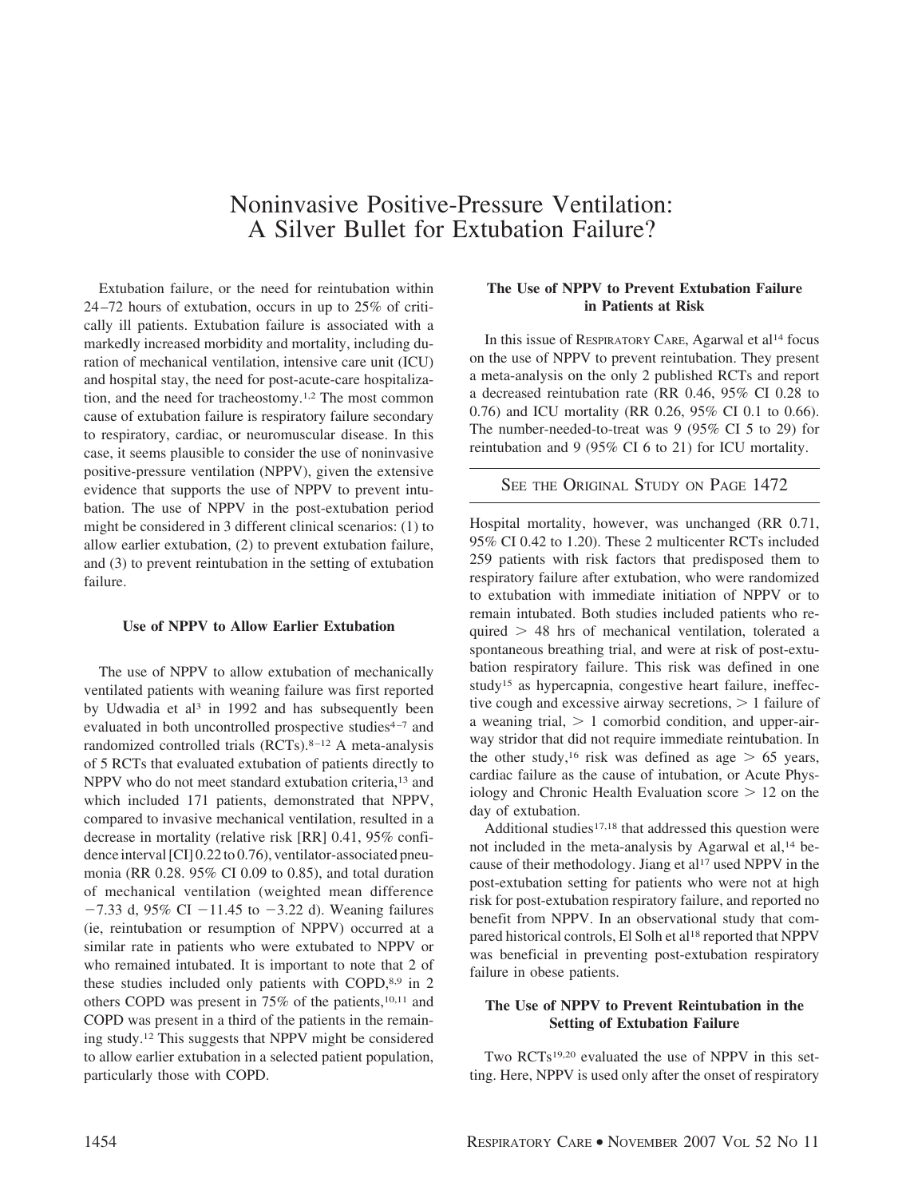# Noninvasive Positive-Pressure Ventilation: A Silver Bullet for Extubation Failure?

Extubation failure, or the need for reintubation within 24–72 hours of extubation, occurs in up to 25% of critically ill patients. Extubation failure is associated with a markedly increased morbidity and mortality, including duration of mechanical ventilation, intensive care unit (ICU) and hospital stay, the need for post-acute-care hospitalization, and the need for tracheostomy.[1,2] The most common cause of extubation failure is respiratory failure secondary to respiratory, cardiac, or neuromuscular disease. In this case, it seems plausible to consider the use of noninvasive positive-pressure ventilation (NPPV), given the extensive evidence that supports the use of NPPV to prevent intubation. The use of NPPV in the post-extubation period might be considered in 3 different clinical scenarios: (1) to allow earlier extubation, (2) to prevent extubation failure, and (3) to prevent reintubation in the setting of extubation failure.

### Use of NPPV to Allow Earlier Extubation

The use of NPPV to allow extubation of mechanically ventilated patients with weaning failure was first reported by Udwadia et al[3] in 1992 and has subsequently been evaluated in both uncontrolled prospective studies[4–7] and randomized controlled trials (RCTs).[8–12] A meta-analysis of 5 RCTs that evaluated extubation of patients directly to NPPV who do not meet standard extubation criteria,[13] and which included 171 patients, demonstrated that NPPV, compared to invasive mechanical ventilation, resulted in a decrease in mortality (relative risk [RR] 0.41, 95% confidence interval [CI] 0.22 to 0.76), ventilator-associated pneumonia (RR 0.28. 95% CI 0.09 to 0.85), and total duration of mechanical ventilation (weighted mean difference −7.33 d, 95% CI −11.45 to −3.22 d). Weaning failures (ie, reintubation or resumption of NPPV) occurred at a similar rate in patients who were extubated to NPPV or who remained intubated. It is important to note that 2 of these studies included only patients with COPD,[8,9] in 2 others COPD was present in 75% of the patients,[10,11] and COPD was present in a third of the patients in the remaining study.[12] This suggests that NPPV might be considered to allow earlier extubation in a selected patient population, particularly those with COPD.

### The Use of NPPV to Prevent Extubation Failure in Patients at Risk

In this issue of RESPIRATORY CARE, Agarwal et al[14] focus on the use of NPPV to prevent reintubation. They present a meta-analysis on the only 2 published RCTs and report a decreased reintubation rate (RR 0.46, 95% CI 0.28 to 0.76) and ICU mortality (RR 0.26, 95% CI 0.1 to 0.66). The number-needed-to-treat was 9 (95% CI 5 to 29) for reintubation and 9 (95% CI 6 to 21) for ICU mortality.

SEE THE ORIGINAL STUDY ON PAGE 1472

Hospital mortality, however, was unchanged (RR 0.71, 95% CI 0.42 to 1.20). These 2 multicenter RCTs included 259 patients with risk factors that predisposed them to respiratory failure after extubation, who were randomized to extubation with immediate initiation of NPPV or to remain intubated. Both studies included patients who required > 48 hrs of mechanical ventilation, tolerated a spontaneous breathing trial, and were at risk of post-extubation respiratory failure. This risk was defined in one study[15] as hypercapnia, congestive heart failure, ineffective cough and excessive airway secretions, > 1 failure of a weaning trial, > 1 comorbid condition, and upper-airway stridor that did not require immediate reintubation. In the other study,[16] risk was defined as age > 65 years, cardiac failure as the cause of intubation, or Acute Physiology and Chronic Health Evaluation score > 12 on the day of extubation.

Additional studies[17,18] that addressed this question were not included in the meta-analysis by Agarwal et al,[14] because of their methodology. Jiang et al[17] used NPPV in the post-extubation setting for patients who were not at high risk for post-extubation respiratory failure, and reported no benefit from NPPV. In an observational study that compared historical controls, El Solh et al[18] reported that NPPV was beneficial in preventing post-extubation respiratory failure in obese patients.

### The Use of NPPV to Prevent Reintubation in the Setting of Extubation Failure

Two RCTs[19,20] evaluated the use of NPPV in this setting. Here, NPPV is used only after the onset of respiratory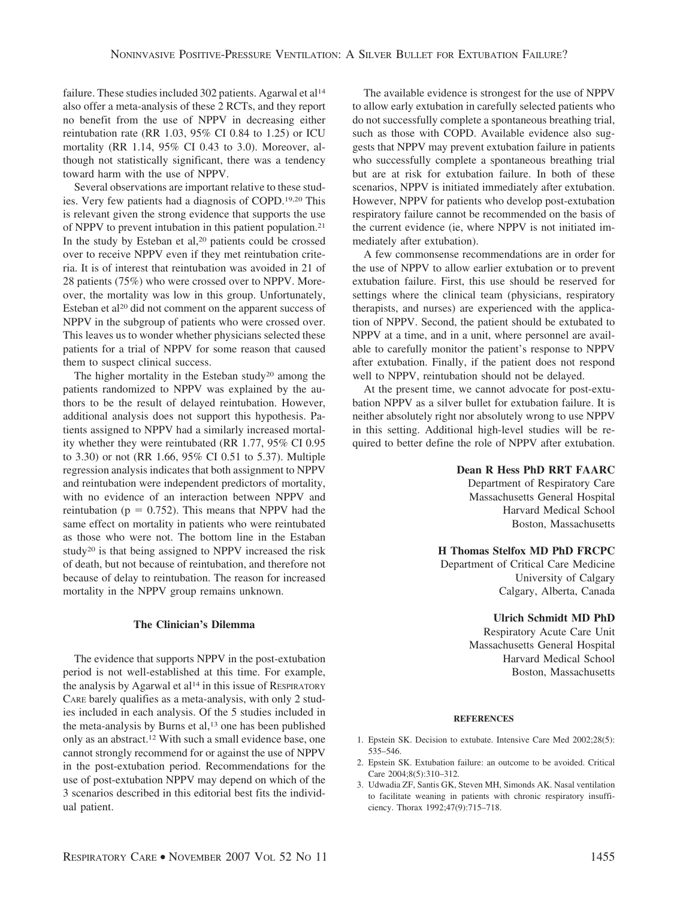failure. These studies included 302 patients. Agarwal et al[14] also offer a meta-analysis of these 2 RCTs, and they report no benefit from the use of NPPV in decreasing either reintubation rate (RR 1.03, 95% CI 0.84 to 1.25) or ICU mortality (RR 1.14, 95% CI 0.43 to 3.0). Moreover, although not statistically significant, there was a tendency toward harm with the use of NPPV.

Several observations are important relative to these studies. Very few patients had a diagnosis of COPD.[19,20] This is relevant given the strong evidence that supports the use of NPPV to prevent intubation in this patient population.[21] In the study by Esteban et al,[20] patients could be crossed over to receive NPPV even if they met reintubation criteria. It is of interest that reintubation was avoided in 21 of 28 patients (75%) who were crossed over to NPPV. Moreover, the mortality was low in this group. Unfortunately, Esteban et al[20] did not comment on the apparent success of NPPV in the subgroup of patients who were crossed over. This leaves us to wonder whether physicians selected these patients for a trial of NPPV for some reason that caused them to suspect clinical success.

The higher mortality in the Esteban study[20] among the patients randomized to NPPV was explained by the authors to be the result of delayed reintubation. However, additional analysis does not support this hypothesis. Patients assigned to NPPV had a similarly increased mortality whether they were reintubated (RR 1.77, 95% CI 0.95 to 3.30) or not (RR 1.66, 95% CI 0.51 to 5.37). Multiple regression analysis indicates that both assignment to NPPV and reintubation were independent predictors of mortality, with no evidence of an interaction between NPPV and reintubation ($p = 0.752$). This means that NPPV had the same effect on mortality in patients who were reintubated as those who were not. The bottom line in the Estaban study[20] is that being assigned to NPPV increased the risk of death, but not because of reintubation, and therefore not because of delay to reintubation. The reason for increased mortality in the NPPV group remains unknown.

### The Clinician's Dilemma

The evidence that supports NPPV in the post-extubation period is not well-established at this time. For example, the analysis by Agarwal et al[14] in this issue of RESPIRATORY CARE barely qualifies as a meta-analysis, with only 2 studies included in each analysis. Of the 5 studies included in the meta-analysis by Burns et al,[13] one has been published only as an abstract.[12] With such a small evidence base, one cannot strongly recommend for or against the use of NPPV in the post-extubation period. Recommendations for the use of post-extubation NPPV may depend on which of the 3 scenarios described in this editorial best fits the individual patient.

The available evidence is strongest for the use of NPPV to allow early extubation in carefully selected patients who do not successfully complete a spontaneous breathing trial, such as those with COPD. Available evidence also suggests that NPPV may prevent extubation failure in patients who successfully complete a spontaneous breathing trial but are at risk for extubation failure. In both of these scenarios, NPPV is initiated immediately after extubation. However, NPPV for patients who develop post-extubation respiratory failure cannot be recommended on the basis of the current evidence (ie, where NPPV is not initiated immediately after extubation).

A few commonsense recommendations are in order for the use of NPPV to allow earlier extubation or to prevent extubation failure. First, this use should be reserved for settings where the clinical team (physicians, respiratory therapists, and nurses) are experienced with the application of NPPV. Second, the patient should be extubated to NPPV at a time, and in a unit, where personnel are available to carefully monitor the patient's response to NPPV after extubation. Finally, if the patient does not respond well to NPPV, reintubation should not be delayed.

At the present time, we cannot advocate for post-extubation NPPV as a silver bullet for extubation failure. It is neither absolutely right nor absolutely wrong to use NPPV in this setting. Additional high-level studies will be required to better define the role of NPPV after extubation.

**Dean R Hess PhD RRT FAARC**
Department of Respiratory Care
Massachusetts General Hospital
Harvard Medical School
Boston, Massachusetts

**H Thomas Stelfox MD PhD FRCPC**
Department of Critical Care Medicine
University of Calgary
Calgary, Alberta, Canada

**Ulrich Schmidt MD PhD**
Respiratory Acute Care Unit
Massachusetts General Hospital
Harvard Medical School
Boston, Massachusetts

#### REFERENCES

1. Epstein SK. Decision to extubate. Intensive Care Med 2002;28(5): 535–546.
2. Epstein SK. Extubation failure: an outcome to be avoided. Critical Care 2004;8(5):310–312.
3. Udwadia ZF, Santis GK, Steven MH, Simonds AK. Nasal ventilation to facilitate weaning in patients with chronic respiratory insufficiency. Thorax 1992;47(9):715–718.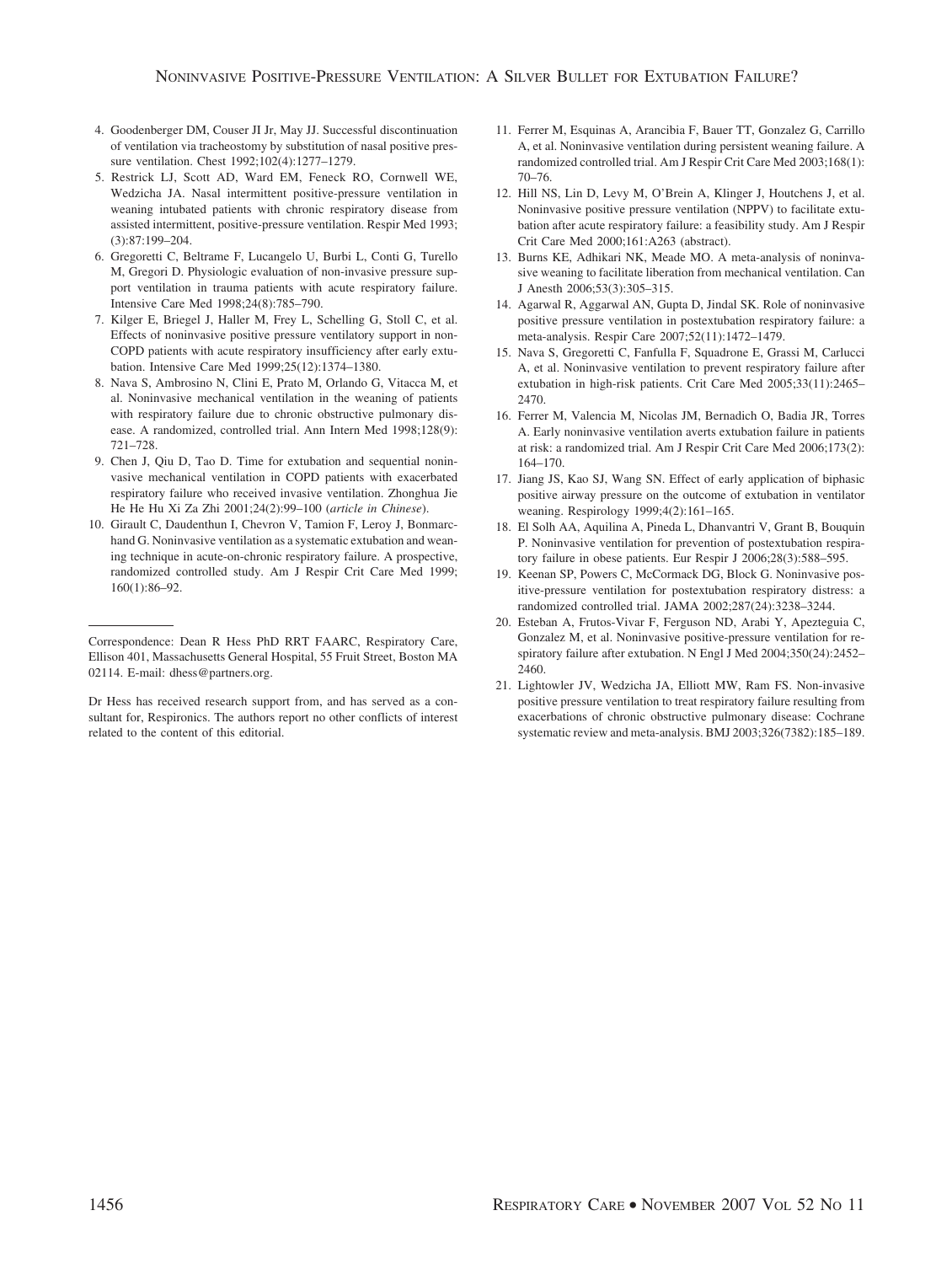4. Goodenberger DM, Couser JI Jr, May JJ. Successful discontinuation of ventilation via tracheostomy by substitution of nasal positive pressure ventilation. Chest 1992;102(4):1277–1279.
5. Restrick LJ, Scott AD, Ward EM, Feneck RO, Cornwell WE, Wedzicha JA. Nasal intermittent positive-pressure ventilation in weaning intubated patients with chronic respiratory disease from assisted intermittent, positive-pressure ventilation. Respir Med 1993;(3):87:199–204.
6. Gregoretti C, Beltrame F, Lucangelo U, Burbi L, Conti G, Turello M, Gregori D. Physiologic evaluation of non-invasive pressure support ventilation in trauma patients with acute respiratory failure. Intensive Care Med 1998;24(8):785–790.
7. Kilger E, Briegel J, Haller M, Frey L, Schelling G, Stoll C, et al. Effects of noninvasive positive pressure ventilatory support in non-COPD patients with acute respiratory insufficiency after early extubation. Intensive Care Med 1999;25(12):1374–1380.
8. Nava S, Ambrosino N, Clini E, Prato M, Orlando G, Vitacca M, et al. Noninvasive mechanical ventilation in the weaning of patients with respiratory failure due to chronic obstructive pulmonary disease. A randomized, controlled trial. Ann Intern Med 1998;128(9):721–728.
9. Chen J, Qiu D, Tao D. Time for extubation and sequential noninvasive mechanical ventilation in COPD patients with exacerbated respiratory failure who received invasive ventilation. Zhonghua Jie He He Hu Xi Za Zhi 2001;24(2):99–100 (*article in Chinese*).
10. Girault C, Daudenthun I, Chevron V, Tamion F, Leroy J, Bonmarchand G. Noninvasive ventilation as a systematic extubation and weaning technique in acute-on-chronic respiratory failure. A prospective, randomized controlled study. Am J Respir Crit Care Med 1999;160(1):86–92.
11. Ferrer M, Esquinas A, Arancibia F, Bauer TT, Gonzalez G, Carrillo A, et al. Noninvasive ventilation during persistent weaning failure. A randomized controlled trial. Am J Respir Crit Care Med 2003;168(1):70–76.
12. Hill NS, Lin D, Levy M, O'Brein A, Klinger J, Houtchens J, et al. Noninvasive positive pressure ventilation (NPPV) to facilitate extubation after acute respiratory failure: a feasibility study. Am J Respir Crit Care Med 2000;161:A263 (abstract).
13. Burns KE, Adhikari NK, Meade MO. A meta-analysis of noninvasive weaning to facilitate liberation from mechanical ventilation. Can J Anesth 2006;53(3):305–315.
14. Agarwal R, Aggarwal AN, Gupta D, Jindal SK. Role of noninvasive positive pressure ventilation in postextubation respiratory failure: a meta-analysis. Respir Care 2007;52(11):1472–1479.
15. Nava S, Gregoretti C, Fanfulla F, Squadrone E, Grassi M, Carlucci A, et al. Noninvasive ventilation to prevent respiratory failure after extubation in high-risk patients. Crit Care Med 2005;33(11):2465–2470.
16. Ferrer M, Valencia M, Nicolas JM, Bernadich O, Badia JR, Torres A. Early noninvasive ventilation averts extubation failure in patients at risk: a randomized trial. Am J Respir Crit Care Med 2006;173(2):164–170.
17. Jiang JS, Kao SJ, Wang SN. Effect of early application of biphasic positive airway pressure on the outcome of extubation in ventilator weaning. Respirology 1999;4(2):161–165.
18. El Solh AA, Aquilina A, Pineda L, Dhanvantri V, Grant B, Bouquin P. Noninvasive ventilation for prevention of postextubation respiratory failure in obese patients. Eur Respir J 2006;28(3):588–595.
19. Keenan SP, Powers C, McCormack DG, Block G. Noninvasive positive-pressure ventilation for postextubation respiratory distress: a randomized controlled trial. JAMA 2002;287(24):3238–3244.
20. Esteban A, Frutos-Vivar F, Ferguson ND, Arabi Y, Apezteguia C, Gonzalez M, et al. Noninvasive positive-pressure ventilation for respiratory failure after extubation. N Engl J Med 2004;350(24):2452–2460.
21. Lightowler JV, Wedzicha JA, Elliott MW, Ram FS. Non-invasive positive pressure ventilation to treat respiratory failure resulting from exacerbations of chronic obstructive pulmonary disease: Cochrane systematic review and meta-analysis. BMJ 2003;326(7382):185–189.

---

Correspondence: Dean R Hess PhD RRT FAARC, Respiratory Care, Ellison 401, Massachusetts General Hospital, 55 Fruit Street, Boston MA 02114. E-mail: dhess@partners.org.

Dr Hess has received research support from, and has served as a consultant for, Respironics. The authors report no other conflicts of interest related to the content of this editorial.